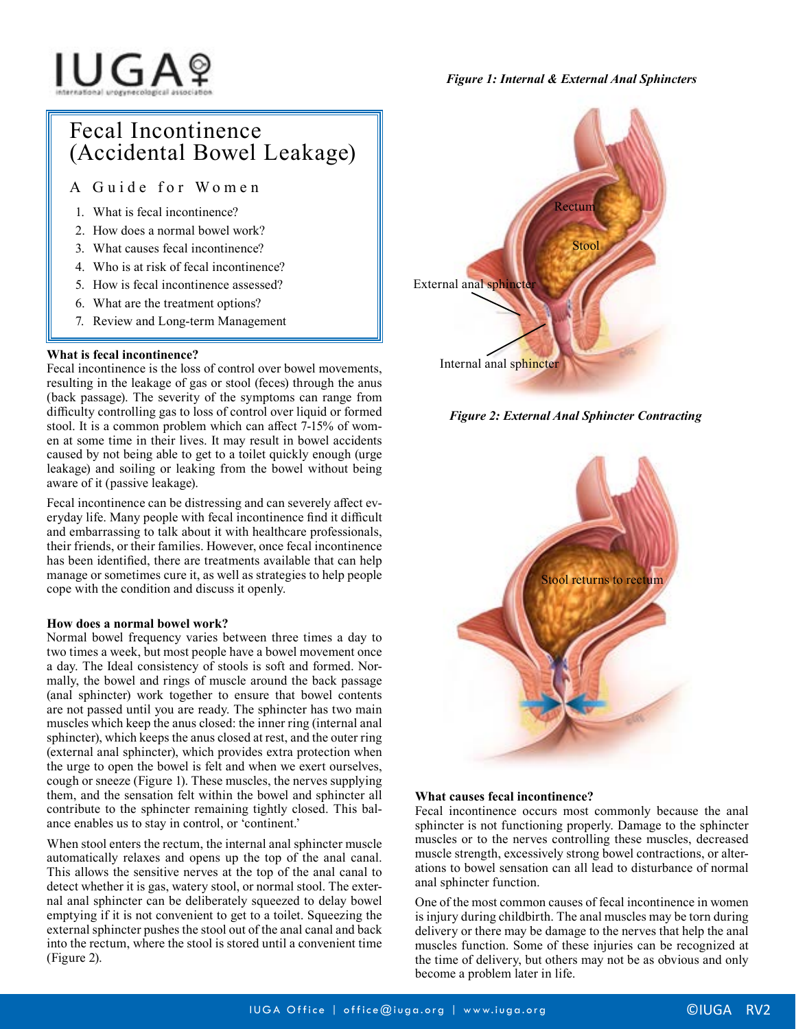# Fecal Incontinence (Accidental Bowel Leakage)

## A Guide for Women

1. What is fecal incontinence?
2. How does a normal bowel work?
3. What causes fecal incontinence?
4. Who is at risk of fecal incontinence?
5. How is fecal incontinence assessed?
6. What are the treatment options?
7. Review and Long-term Management

### What is fecal incontinence?

Fecal incontinence is the loss of control over bowel movements, resulting in the leakage of gas or stool (feces) through the anus (back passage). The severity of the symptoms can range from difficulty controlling gas to loss of control over liquid or formed stool. It is a common problem which can affect 7-15% of women at some time in their lives. It may result in bowel accidents caused by not being able to get to a toilet quickly enough (urge leakage) and soiling or leaking from the bowel without being aware of it (passive leakage).

Fecal incontinence can be distressing and can severely affect everyday life. Many people with fecal incontinence find it difficult and embarrassing to talk about it with healthcare professionals, their friends, or their families. However, once fecal incontinence has been identified, there are treatments available that can help manage or sometimes cure it, as well as strategies to help people cope with the condition and discuss it openly.

### How does a normal bowel work?

Normal bowel frequency varies between three times a day to two times a week, but most people have a bowel movement once a day. The Ideal consistency of stools is soft and formed. Normally, the bowel and rings of muscle around the back passage (anal sphincter) work together to ensure that bowel contents are not passed until you are ready. The sphincter has two main muscles which keep the anus closed: the inner ring (internal anal sphincter), which keeps the anus closed at rest, and the outer ring (external anal sphincter), which provides extra protection when the urge to open the bowel is felt and when we exert ourselves, cough or sneeze (Figure 1). These muscles, the nerves supplying them, and the sensation felt within the bowel and sphincter all contribute to the sphincter remaining tightly closed. This balance enables us to stay in control, or 'continent.'

When stool enters the rectum, the internal anal sphincter muscle automatically relaxes and opens up the top of the anal canal. This allows the sensitive nerves at the top of the anal canal to detect whether it is gas, watery stool, or normal stool. The external anal sphincter can be deliberately squeezed to delay bowel emptying if it is not convenient to get to a toilet. Squeezing the external sphincter pushes the stool out of the anal canal and back into the rectum, where the stool is stored until a convenient time (Figure 2).

*Figure 1: Internal & External Anal Sphincters*

*Figure 2: External Anal Sphincter Contracting*

### What causes fecal incontinence?

Fecal incontinence occurs most commonly because the anal sphincter is not functioning properly. Damage to the sphincter muscles or to the nerves controlling these muscles, decreased muscle strength, excessively strong bowel contractions, or alterations to bowel sensation can all lead to disturbance of normal anal sphincter function.

One of the most common causes of fecal incontinence in women is injury during childbirth. The anal muscles may be torn during delivery or there may be damage to the nerves that help the anal muscles function. Some of these injuries can be recognized at the time of delivery, but others may not be as obvious and only become a problem later in life.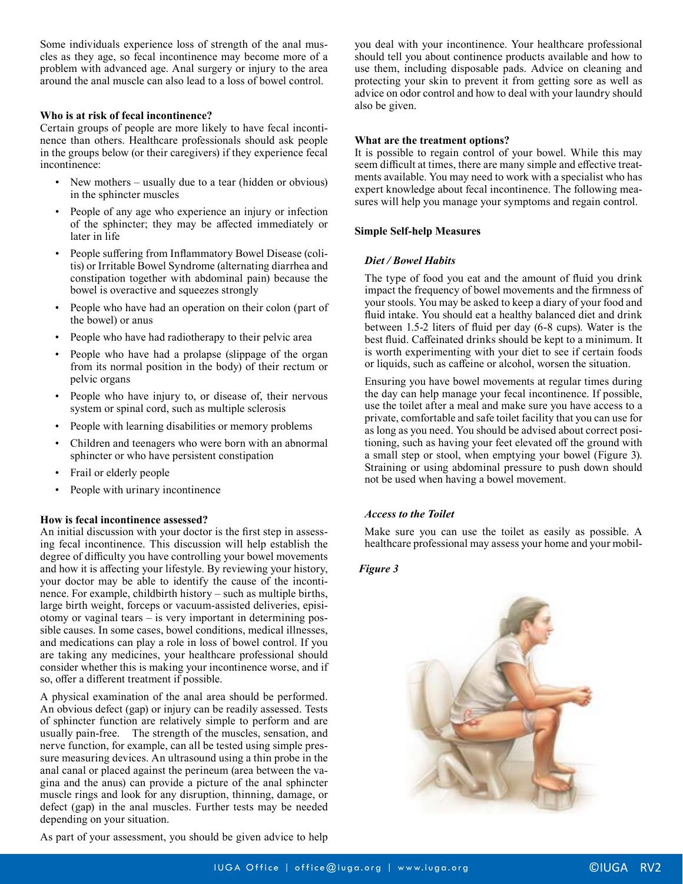Some individuals experience loss of strength of the anal muscles as they age, so fecal incontinence may become more of a problem with advanced age. Anal surgery or injury to the area around the anal muscle can also lead to a loss of bowel control.

**Who is at risk of fecal incontinence?**

Certain groups of people are more likely to have fecal incontinence than others. Healthcare professionals should ask people in the groups below (or their caregivers) if they experience fecal incontinence:

- New mothers – usually due to a tear (hidden or obvious) in the sphincter muscles
- People of any age who experience an injury or infection of the sphincter; they may be affected immediately or later in life
- People suffering from Inflammatory Bowel Disease (colitis) or Irritable Bowel Syndrome (alternating diarrhea and constipation together with abdominal pain) because the bowel is overactive and squeezes strongly
- People who have had an operation on their colon (part of the bowel) or anus
- People who have had radiotherapy to their pelvic area
- People who have had a prolapse (slippage of the organ from its normal position in the body) of their rectum or pelvic organs
- People who have injury to, or disease of, their nervous system or spinal cord, such as multiple sclerosis
- People with learning disabilities or memory problems
- Children and teenagers who were born with an abnormal sphincter or who have persistent constipation
- Frail or elderly people
- People with urinary incontinence

**How is fecal incontinence assessed?**

An initial discussion with your doctor is the first step in assessing fecal incontinence. This discussion will help establish the degree of difficulty you have controlling your bowel movements and how it is affecting your lifestyle. By reviewing your history, your doctor may be able to identify the cause of the incontinence. For example, childbirth history – such as multiple births, large birth weight, forceps or vacuum-assisted deliveries, episiotomy or vaginal tears – is very important in determining possible causes. In some cases, bowel conditions, medical illnesses, and medications can play a role in loss of bowel control. If you are taking any medicines, your healthcare professional should consider whether this is making your incontinence worse, and if so, offer a different treatment if possible.

A physical examination of the anal area should be performed. An obvious defect (gap) or injury can be readily assessed. Tests of sphincter function are relatively simple to perform and are usually pain-free. The strength of the muscles, sensation, and nerve function, for example, can all be tested using simple pressure measuring devices. An ultrasound using a thin probe in the anal canal or placed against the perineum (area between the vagina and the anus) can provide a picture of the anal sphincter muscle rings and look for any disruption, thinning, damage, or defect (gap) in the anal muscles. Further tests may be needed depending on your situation.

As part of your assessment, you should be given advice to help you deal with your incontinence. Your healthcare professional should tell you about continence products available and how to use them, including disposable pads. Advice on cleaning and protecting your skin to prevent it from getting sore as well as advice on odor control and how to deal with your laundry should also be given.

**What are the treatment options?**

It is possible to regain control of your bowel. While this may seem difficult at times, there are many simple and effective treatments available. You may need to work with a specialist who has expert knowledge about fecal incontinence. The following measures will help you manage your symptoms and regain control.

**Simple Self-help Measures**

***Diet / Bowel Habits***

The type of food you eat and the amount of fluid you drink impact the frequency of bowel movements and the firmness of your stools. You may be asked to keep a diary of your food and fluid intake. You should eat a healthy balanced diet and drink between 1.5-2 liters of fluid per day (6-8 cups). Water is the best fluid. Caffeinated drinks should be kept to a minimum. It is worth experimenting with your diet to see if certain foods or liquids, such as caffeine or alcohol, worsen the situation.

Ensuring you have bowel movements at regular times during the day can help manage your fecal incontinence. If possible, use the toilet after a meal and make sure you have access to a private, comfortable and safe toilet facility that you can use for as long as you need. You should be advised about correct positioning, such as having your feet elevated off the ground with a small step or stool, when emptying your bowel (Figure 3). Straining or using abdominal pressure to push down should not be used when having a bowel movement.

***Access to the Toilet***

Make sure you can use the toilet as easily as possible. A healthcare professional may assess your home and your mobil-

*Figure 3*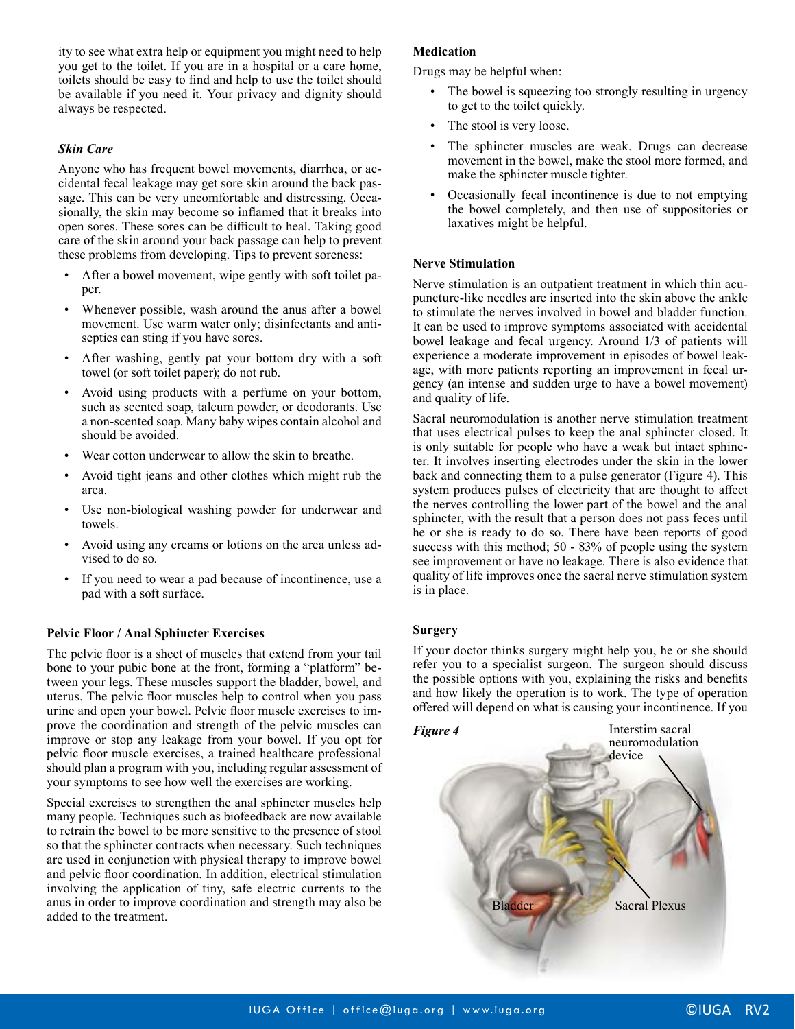ity to see what extra help or equipment you might need to help you get to the toilet. If you are in a hospital or a care home, toilets should be easy to find and help to use the toilet should be available if you need it. Your privacy and dignity should always be respected.

### *Skin Care*

Anyone who has frequent bowel movements, diarrhea, or accidental fecal leakage may get sore skin around the back passage. This can be very uncomfortable and distressing. Occasionally, the skin may become so inflamed that it breaks into open sores. These sores can be difficult to heal. Taking good care of the skin around your back passage can help to prevent these problems from developing. Tips to prevent soreness:

- After a bowel movement, wipe gently with soft toilet paper.
- Whenever possible, wash around the anus after a bowel movement. Use warm water only; disinfectants and antiseptics can sting if you have sores.
- After washing, gently pat your bottom dry with a soft towel (or soft toilet paper); do not rub.
- Avoid using products with a perfume on your bottom, such as scented soap, talcum powder, or deodorants. Use a non-scented soap. Many baby wipes contain alcohol and should be avoided.
- Wear cotton underwear to allow the skin to breathe.
- Avoid tight jeans and other clothes which might rub the area.
- Use non-biological washing powder for underwear and towels.
- Avoid using any creams or lotions on the area unless advised to do so.
- If you need to wear a pad because of incontinence, use a pad with a soft surface.

### Pelvic Floor / Anal Sphincter Exercises

The pelvic floor is a sheet of muscles that extend from your tail bone to your pubic bone at the front, forming a "platform" between your legs. These muscles support the bladder, bowel, and uterus. The pelvic floor muscles help to control when you pass urine and open your bowel. Pelvic floor muscle exercises to improve the coordination and strength of the pelvic muscles can improve or stop any leakage from your bowel. If you opt for pelvic floor muscle exercises, a trained healthcare professional should plan a program with you, including regular assessment of your symptoms to see how well the exercises are working.

Special exercises to strengthen the anal sphincter muscles help many people. Techniques such as biofeedback are now available to retrain the bowel to be more sensitive to the presence of stool so that the sphincter contracts when necessary. Such techniques are used in conjunction with physical therapy to improve bowel and pelvic floor coordination. In addition, electrical stimulation involving the application of tiny, safe electric currents to the anus in order to improve coordination and strength may also be added to the treatment.

### Medication

Drugs may be helpful when:

- The bowel is squeezing too strongly resulting in urgency to get to the toilet quickly.
- The stool is very loose.
- The sphincter muscles are weak. Drugs can decrease movement in the bowel, make the stool more formed, and make the sphincter muscle tighter.
- Occasionally fecal incontinence is due to not emptying the bowel completely, and then use of suppositories or laxatives might be helpful.

### Nerve Stimulation

Nerve stimulation is an outpatient treatment in which thin acupuncture-like needles are inserted into the skin above the ankle to stimulate the nerves involved in bowel and bladder function. It can be used to improve symptoms associated with accidental bowel leakage and fecal urgency. Around 1/3 of patients will experience a moderate improvement in episodes of bowel leakage, with more patients reporting an improvement in fecal urgency (an intense and sudden urge to have a bowel movement) and quality of life.

Sacral neuromodulation is another nerve stimulation treatment that uses electrical pulses to keep the anal sphincter closed. It is only suitable for people who have a weak but intact sphincter. It involves inserting electrodes under the skin in the lower back and connecting them to a pulse generator (Figure 4). This system produces pulses of electricity that are thought to affect the nerves controlling the lower part of the bowel and the anal sphincter, with the result that a person does not pass feces until he or she is ready to do so. There have been reports of good success with this method; 50 - 83% of people using the system see improvement or have no leakage. There is also evidence that quality of life improves once the sacral nerve stimulation system is in place.

### Surgery

If your doctor thinks surgery might help you, he or she should refer you to a specialist surgeon. The surgeon should discuss the possible options with you, explaining the risks and benefits and how likely the operation is to work. The type of operation offered will depend on what is causing your incontinence. If you

*Figure 4*

Interstim sacral neuromodulation device

Bladder

Sacral Plexus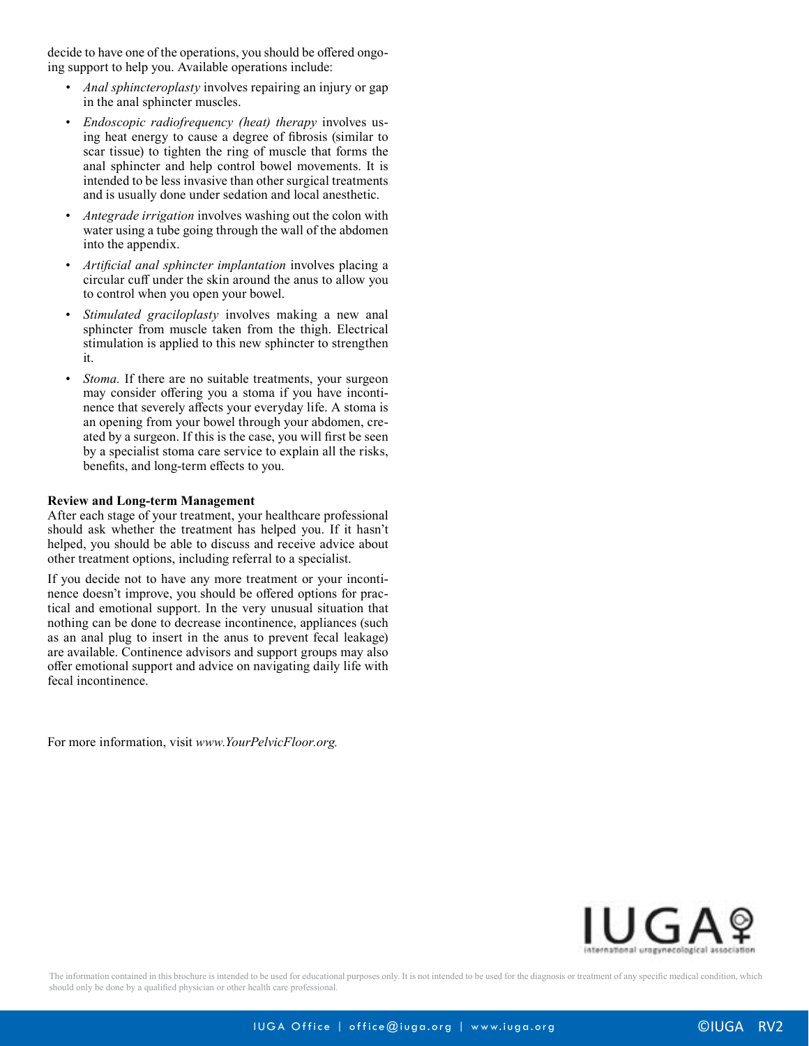decide to have one of the operations, you should be offered ongoing support to help you. Available operations include:

- *Anal sphincteroplasty* involves repairing an injury or gap in the anal sphincter muscles.
- *Endoscopic radiofrequency (heat) therapy* involves using heat energy to cause a degree of fibrosis (similar to scar tissue) to tighten the ring of muscle that forms the anal sphincter and help control bowel movements. It is intended to be less invasive than other surgical treatments and is usually done under sedation and local anesthetic.
- *Antegrade irrigation* involves washing out the colon with water using a tube going through the wall of the abdomen into the appendix.
- *Artificial anal sphincter implantation* involves placing a circular cuff under the skin around the anus to allow you to control when you open your bowel.
- *Stimulated graciloplasty* involves making a new anal sphincter from muscle taken from the thigh. Electrical stimulation is applied to this new sphincter to strengthen it.
- *Stoma.* If there are no suitable treatments, your surgeon may consider offering you a stoma if you have incontinence that severely affects your everyday life. A stoma is an opening from your bowel through your abdomen, created by a surgeon. If this is the case, you will first be seen by a specialist stoma care service to explain all the risks, benefits, and long-term effects to you.

**Review and Long-term Management**

After each stage of your treatment, your healthcare professional should ask whether the treatment has helped you. If it hasn't helped, you should be able to discuss and receive advice about other treatment options, including referral to a specialist.

If you decide not to have any more treatment or your incontinence doesn't improve, you should be offered options for practical and emotional support. In the very unusual situation that nothing can be done to decrease incontinence, appliances (such as an anal plug to insert in the anus to prevent fecal leakage) are available. Continence advisors and support groups may also offer emotional support and advice on navigating daily life with fecal incontinence.

For more information, visit *www.YourPelvicFloor.org.*

IUGA international urogynecological association

The information contained in this brochure is intended to be used for educational purposes only. It is not intended to be used for the diagnosis or treatment of any specific medical condition, which should only be done by a qualified physician or other health care professional.

IUGA Office | office@iuga.org | www.iuga.org ©IUGA RV2